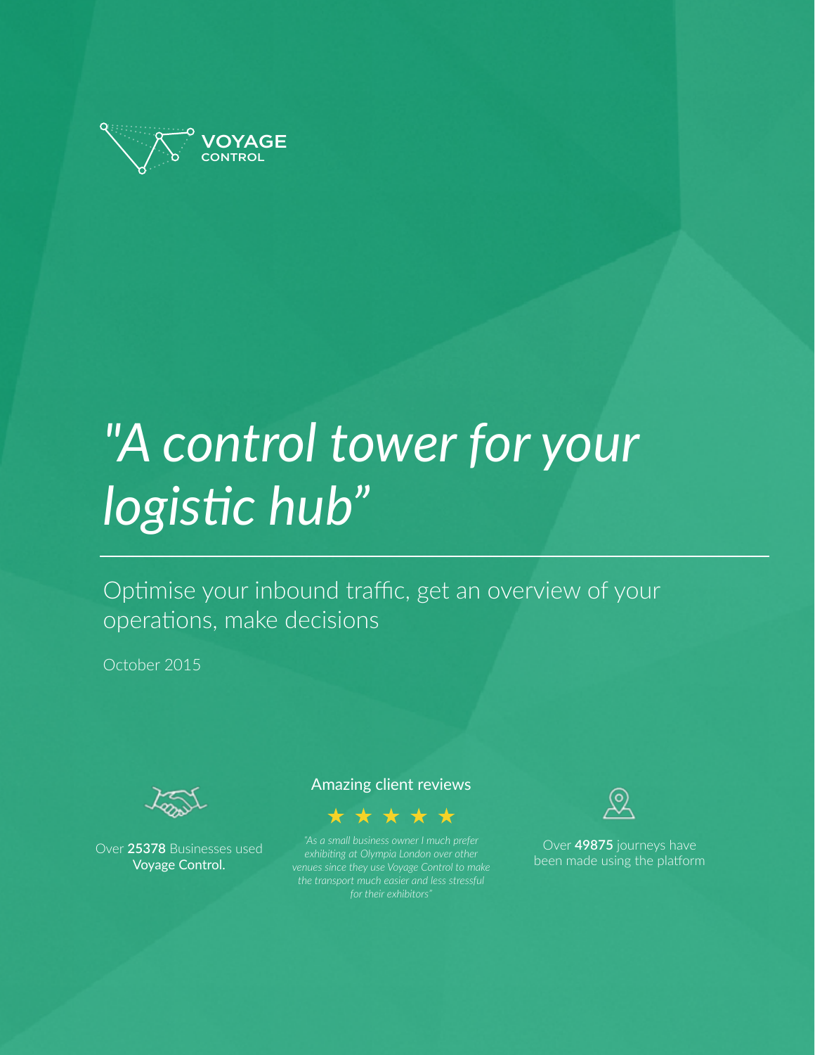VOYAGE CONTROL

# *"A control tower for your logistic hub"*

Optimise your inbound traffic, get an overview of your operations, make decisions

October 2015

Over **25378** Businesses used Voyage Control.

Amazing client reviews

★ ★ ★ ★ ★

*"As a small business owner I much prefer exhibiting at Olympia London over other venues since they use Voyage Control to make the transport much easier and less stressful for their exhibitors"*

Over **49875** journeys have been made using the platform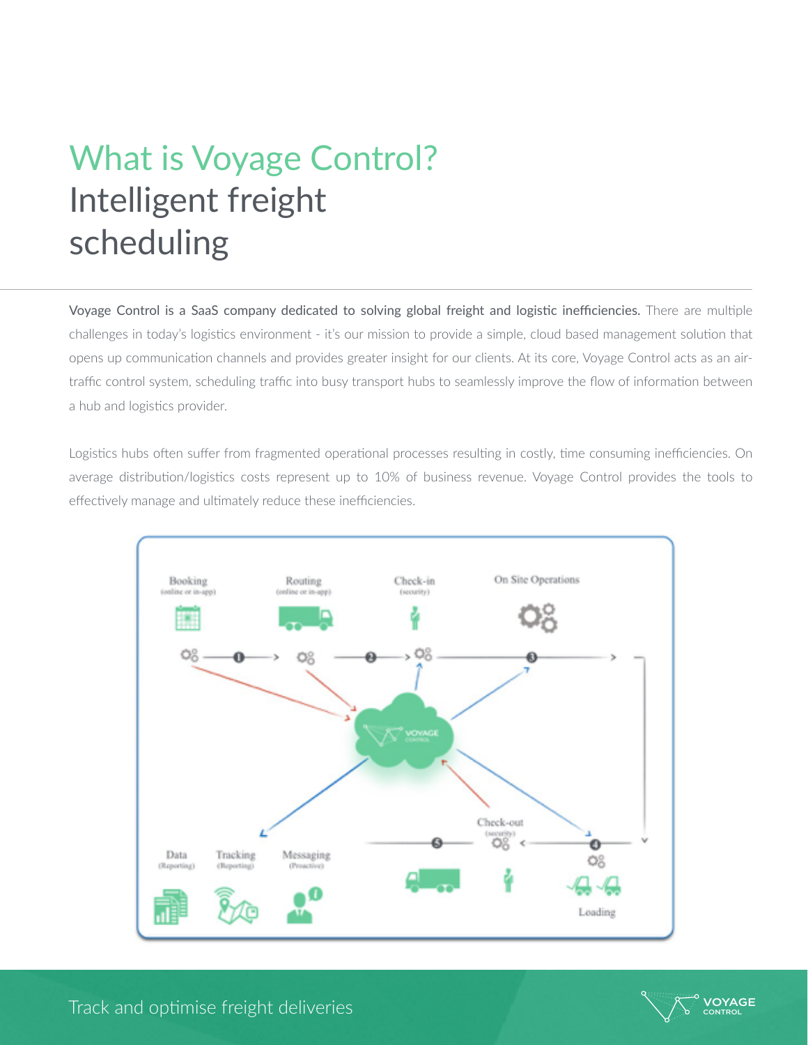# What is Voyage Control?
## Intelligent freight scheduling

**Voyage Control is a SaaS company dedicated to solving global freight and logistic inefficiencies.** There are multiple challenges in today's logistics environment - it's our mission to provide a simple, cloud based management solution that opens up communication channels and provides greater insight for our clients. At its core, Voyage Control acts as an air-traffic control system, scheduling traffic into busy transport hubs to seamlessly improve the flow of information between a hub and logistics provider.

Logistics hubs often suffer from fragmented operational processes resulting in costly, time consuming inefficiencies. On average distribution/logistics costs represent up to 10% of business revenue. Voyage Control provides the tools to effectively manage and ultimately reduce these inefficiencies.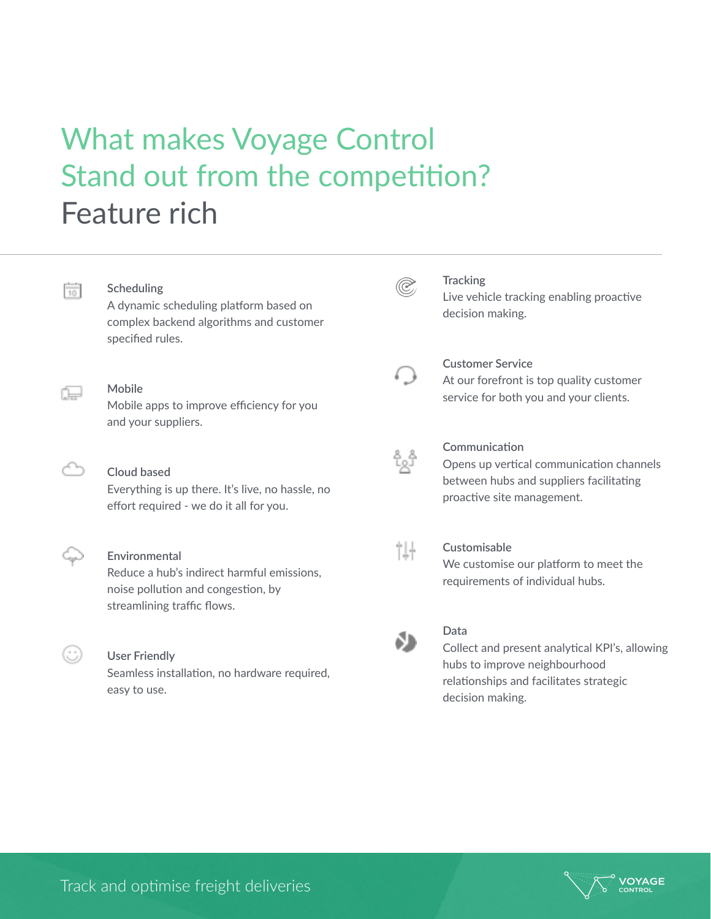# What makes Voyage Control Stand out from the competition?

## Feature rich

### Scheduling

A dynamic scheduling platform based on complex backend algorithms and customer specified rules.

### Mobile

Mobile apps to improve efficiency for you and your suppliers.

### Cloud based

Everything is up there. It's live, no hassle, no effort required - we do it all for you.

### Environmental

Reduce a hub's indirect harmful emissions, noise pollution and congestion, by streamlining traffic flows.

### User Friendly

Seamless installation, no hardware required, easy to use.

### Tracking

Live vehicle tracking enabling proactive decision making.

### Customer Service

At our forefront is top quality customer service for both you and your clients.

### Communication

Opens up vertical communication channels between hubs and suppliers facilitating proactive site management.

### Customisable

We customise our platform to meet the requirements of individual hubs.

### Data

Collect and present analytical KPI's, allowing hubs to improve neighbourhood relationships and facilitates strategic decision making.

Track and optimise freight deliveries

VOYAGE CONTROL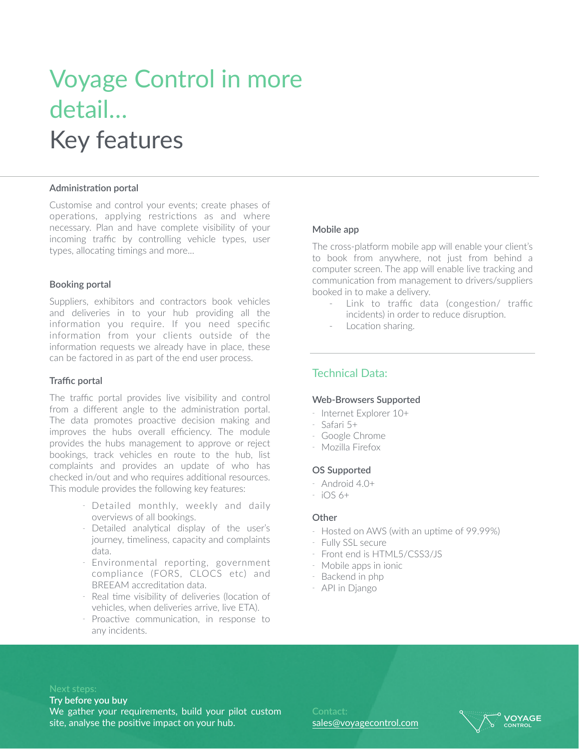# Voyage Control in more detail...

# Key features

### Administration portal

Customise and control your events; create phases of operations, applying restrictions as and where necessary. Plan and have complete visibility of your incoming traffic by controlling vehicle types, user types, allocating timings and more...

### Booking portal

Suppliers, exhibitors and contractors book vehicles and deliveries in to your hub providing all the information you require. If you need specific information from your clients outside of the information requests we already have in place, these can be factored in as part of the end user process.

### Traffic portal

The traffic portal provides live visibility and control from a different angle to the administration portal. The data promotes proactive decision making and improves the hubs overall efficiency. The module provides the hubs management to approve or reject bookings, track vehicles en route to the hub, list complaints and provides an update of who has checked in/out and who requires additional resources. This module provides the following key features:

- Detailed monthly, weekly and daily overviews of all bookings.
- Detailed analytical display of the user's journey, timeliness, capacity and complaints data.
- Environmental reporting, government compliance (FORS, CLOCS etc) and BREEAM accreditation data.
- Real time visibility of deliveries (location of vehicles, when deliveries arrive, live ETA).
- Proactive communication, in response to any incidents.

### Mobile app

The cross-platform mobile app will enable your client's to book from anywhere, not just from behind a computer screen. The app will enable live tracking and communication from management to drivers/suppliers booked in to make a delivery.

- Link to traffic data (congestion/ traffic incidents) in order to reduce disruption.
- Location sharing.

## Technical Data:

### Web-Browsers Supported

- Internet Explorer 10+
- Safari 5+
- Google Chrome
- Mozilla Firefox

### OS Supported

- Android 4.0+
- iOS 6+

### Other

- Hosted on AWS (with an uptime of 99.99%)
- Fully SSL secure
- Front end is HTML5/CSS3/JS
- Mobile apps in ionic
- Backend in php
- API in Django

Next steps:

**Try before you buy**

We gather your requirements, build your pilot custom site, analyse the positive impact on your hub.

Contact:

sales@voyagecontrol.com

VOYAGE CONTROL